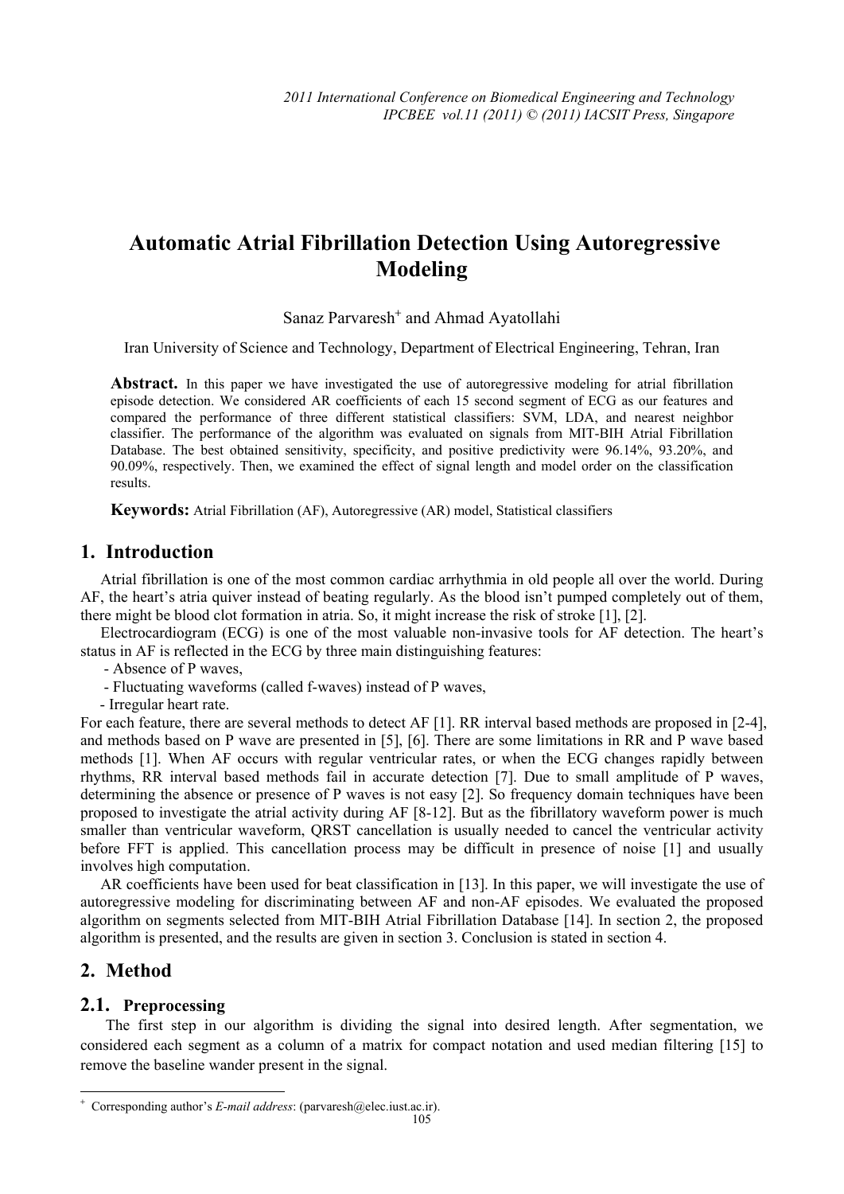# Automatic Atrial Fibrillation Detection Using Autoregressive Modeling

Sanaz Parvaresh[+] and Ahmad Ayatollahi

Iran University of Science and Technology, Department of Electrical Engineering, Tehran, Iran

**Abstract.** In this paper we have investigated the use of autoregressive modeling for atrial fibrillation episode detection. We considered AR coefficients of each 15 second segment of ECG as our features and compared the performance of three different statistical classifiers: SVM, LDA, and nearest neighbor classifier. The performance of the algorithm was evaluated on signals from MIT-BIH Atrial Fibrillation Database. The best obtained sensitivity, specificity, and positive predictivity were 96.14%, 93.20%, and 90.09%, respectively. Then, we examined the effect of signal length and model order on the classification results.

**Keywords:** Atrial Fibrillation (AF), Autoregressive (AR) model, Statistical classifiers

## 1. Introduction

Atrial fibrillation is one of the most common cardiac arrhythmia in old people all over the world. During AF, the heart's atria quiver instead of beating regularly. As the blood isn't pumped completely out of them, there might be blood clot formation in atria. So, it might increase the risk of stroke [1], [2].

Electrocardiogram (ECG) is one of the most valuable non-invasive tools for AF detection. The heart's status in AF is reflected in the ECG by three main distinguishing features:

- Absence of P waves,
- Fluctuating waveforms (called f-waves) instead of P waves,
- Irregular heart rate.

For each feature, there are several methods to detect AF [1]. RR interval based methods are proposed in [2-4], and methods based on P wave are presented in [5], [6]. There are some limitations in RR and P wave based methods [1]. When AF occurs with regular ventricular rates, or when the ECG changes rapidly between rhythms, RR interval based methods fail in accurate detection [7]. Due to small amplitude of P waves, determining the absence or presence of P waves is not easy [2]. So frequency domain techniques have been proposed to investigate the atrial activity during AF [8-12]. But as the fibrillatory waveform power is much smaller than ventricular waveform, QRST cancellation is usually needed to cancel the ventricular activity before FFT is applied. This cancellation process may be difficult in presence of noise [1] and usually involves high computation.

AR coefficients have been used for beat classification in [13]. In this paper, we will investigate the use of autoregressive modeling for discriminating between AF and non-AF episodes. We evaluated the proposed algorithm on segments selected from MIT-BIH Atrial Fibrillation Database [14]. In section 2, the proposed algorithm is presented, and the results are given in section 3. Conclusion is stated in section 4.

## 2. Method

### 2.1. Preprocessing

The first step in our algorithm is dividing the signal into desired length. After segmentation, we considered each segment as a column of a matrix for compact notation and used median filtering [15] to remove the baseline wander present in the signal.

[+] Corresponding author's *E-mail address*: (parvaresh@elec.iust.ac.ir).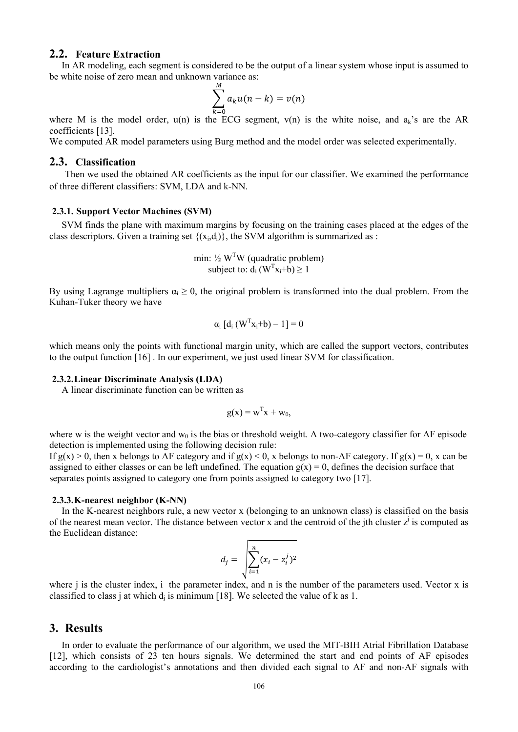## 2.2. Feature Extraction

In AR modeling, each segment is considered to be the output of a linear system whose input is assumed to be white noise of zero mean and unknown variance as:

$$\sum_{k=0}^{M} a_k u(n-k) = v(n)$$

where M is the model order, u(n) is the ECG segment, v(n) is the white noise, and $a_k$'s are the AR coefficients [13].
We computed AR model parameters using Burg method and the model order was selected experimentally.

## 2.3. Classification

Then we used the obtained AR coefficients as the input for our classifier. We examined the performance of three different classifiers: SVM, LDA and k-NN.

### 2.3.1. Support Vector Machines (SVM)

SVM finds the plane with maximum margins by focusing on the training cases placed at the edges of the class descriptors. Given a training set $\{(x_i,d_i)\}$, the SVM algorithm is summarized as :

$$\min: \frac{1}{2} W^T W \text{ (quadratic problem)}$$
$$\text{subject to: } d_i (W^T x_i + b) \geq 1$$

By using Lagrange multipliers $\alpha_i \geq 0$, the original problem is transformed into the dual problem. From the Kuhan-Tuker theory we have

$$\alpha_i [d_i (W^T x_i + b) - 1] = 0$$

which means only the points with functional margin unity, which are called the support vectors, contributes to the output function [16] . In our experiment, we just used linear SVM for classification.

### 2.3.2. Linear Discriminate Analysis (LDA)

A linear discriminate function can be written as

$$g(x) = w^T x + w_0,$$

where w is the weight vector and $w_0$ is the bias or threshold weight. A two-category classifier for AF episode detection is implemented using the following decision rule:
If $g(x) > 0$, then x belongs to AF category and if $g(x) < 0$, x belongs to non-AF category. If $g(x) = 0$, x can be assigned to either classes or can be left undefined. The equation $g(x) = 0$, defines the decision surface that separates points assigned to category one from points assigned to category two [17].

### 2.3.3. K-nearest neighbor (K-NN)

In the K-nearest neighbors rule, a new vector x (belonging to an unknown class) is classified on the basis of the nearest mean vector. The distance between vector x and the centroid of the jth cluster $z^j$ is computed as the Euclidean distance:

$$d_j = \sqrt{\sum_{i=1}^{n} (x_i - z_i^j)^2}$$

where j is the cluster index, i the parameter index, and n is the number of the parameters used. Vector x is classified to class j at which $d_j$ is minimum [18]. We selected the value of k as 1.

# 3. Results

In order to evaluate the performance of our algorithm, we used the MIT-BIH Atrial Fibrillation Database [12], which consists of 23 ten hours signals. We determined the start and end points of AF episodes according to the cardiologist's annotations and then divided each signal to AF and non-AF signals with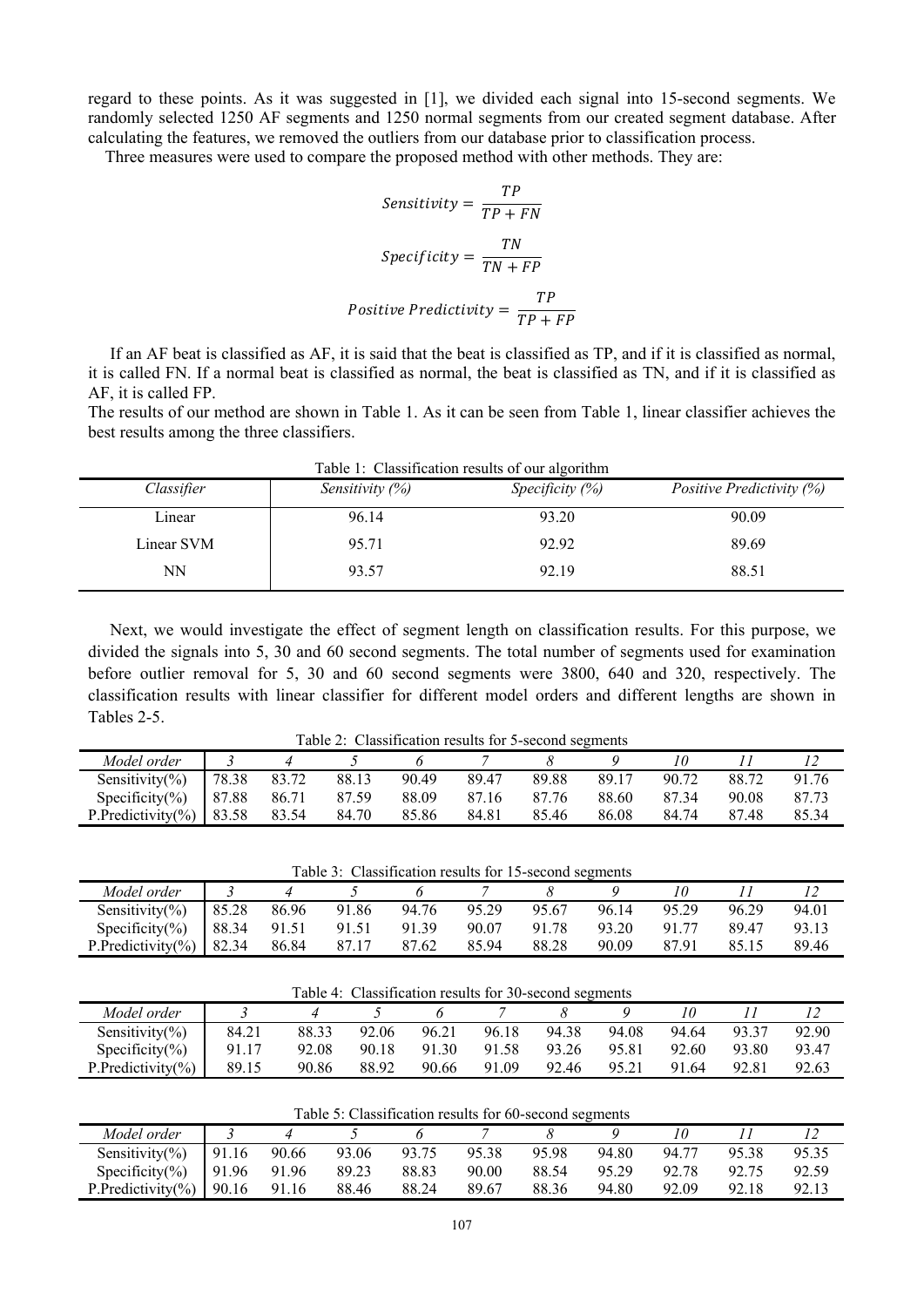regard to these points. As it was suggested in [1], we divided each signal into 15-second segments. We randomly selected 1250 AF segments and 1250 normal segments from our created segment database. After calculating the features, we removed the outliers from our database prior to classification process.

Three measures were used to compare the proposed method with other methods. They are:

$$Sensitivity = \frac{TP}{TP + FN}$$

$$Specificity = \frac{TN}{TN + FP}$$

$$Positive\ Predictivity = \frac{TP}{TP + FP}$$

If an AF beat is classified as AF, it is said that the beat is classified as TP, and if it is classified as normal, it is called FN. If a normal beat is classified as normal, the beat is classified as TN, and if it is classified as AF, it is called FP.

The results of our method are shown in Table 1. As it can be seen from Table 1, linear classifier achieves the best results among the three classifiers.

Table 1: Classification results of our algorithm

| *Classifier* | *Sensitivity (%)* | *Specificity (%)* | *Positive Predictivity (%)* |
|---|---|---|---|
| Linear | 96.14 | 93.20 | 90.09 |
| Linear SVM | 95.71 | 92.92 | 89.69 |
| NN | 93.57 | 92.19 | 88.51 |

Next, we would investigate the effect of segment length on classification results. For this purpose, we divided the signals into 5, 30 and 60 second segments. The total number of segments used for examination before outlier removal for 5, 30 and 60 second segments were 3800, 640 and 320, respectively. The classification results with linear classifier for different model orders and different lengths are shown in Tables 2-5.

Table 2: Classification results for 5-second segments

| *Model order* | *3* | *4* | *5* | *6* | *7* | *8* | *9* | *10* | *11* | *12* |
|---|---|---|---|---|---|---|---|---|---|---|
| Sensitivity(%) | 78.38 | 83.72 | 88.13 | 90.49 | 89.47 | 89.88 | 89.17 | 90.72 | 88.72 | 91.76 |
| Specificity(%) | 87.88 | 86.71 | 87.59 | 88.09 | 87.16 | 87.76 | 88.60 | 87.34 | 90.08 | 87.73 |
| P.Predictivity(%) | 83.58 | 83.54 | 84.70 | 85.86 | 84.81 | 85.46 | 86.08 | 84.74 | 87.48 | 85.34 |

Table 3: Classification results for 15-second segments

| *Model order* | *3* | *4* | *5* | *6* | *7* | *8* | *9* | *10* | *11* | *12* |
|---|---|---|---|---|---|---|---|---|---|---|
| Sensitivity(%) | 85.28 | 86.96 | 91.86 | 94.76 | 95.29 | 95.67 | 96.14 | 95.29 | 96.29 | 94.01 |
| Specificity(%) | 88.34 | 91.51 | 91.51 | 91.39 | 90.07 | 91.78 | 93.20 | 91.77 | 89.47 | 93.13 |
| P.Predictivity(%) | 82.34 | 86.84 | 87.17 | 87.62 | 85.94 | 88.28 | 90.09 | 87.91 | 85.15 | 89.46 |

Table 4: Classification results for 30-second segments

| *Model order* | *3* | *4* | *5* | *6* | *7* | *8* | *9* | *10* | *11* | *12* |
|---|---|---|---|---|---|---|---|---|---|---|
| Sensitivity(%) | 84.21 | 88.33 | 92.06 | 96.21 | 96.18 | 94.38 | 94.08 | 94.64 | 93.37 | 92.90 |
| Specificity(%) | 91.17 | 92.08 | 90.18 | 91.30 | 91.58 | 93.26 | 95.81 | 92.60 | 93.80 | 93.47 |
| P.Predictivity(%) | 89.15 | 90.86 | 88.92 | 90.66 | 91.09 | 92.46 | 95.21 | 91.64 | 92.81 | 92.63 |

Table 5: Classification results for 60-second segments

| *Model order* | *3* | *4* | *5* | *6* | *7* | *8* | *9* | *10* | *11* | *12* |
|---|---|---|---|---|---|---|---|---|---|---|
| Sensitivity(%) | 91.16 | 90.66 | 93.06 | 93.75 | 95.38 | 95.98 | 94.80 | 94.77 | 95.38 | 95.35 |
| Specificity(%) | 91.96 | 91.96 | 89.23 | 88.83 | 90.00 | 88.54 | 95.29 | 92.78 | 92.75 | 92.59 |
| P.Predictivity(%) | 90.16 | 91.16 | 88.46 | 88.24 | 89.67 | 88.36 | 94.80 | 92.09 | 92.18 | 92.13 |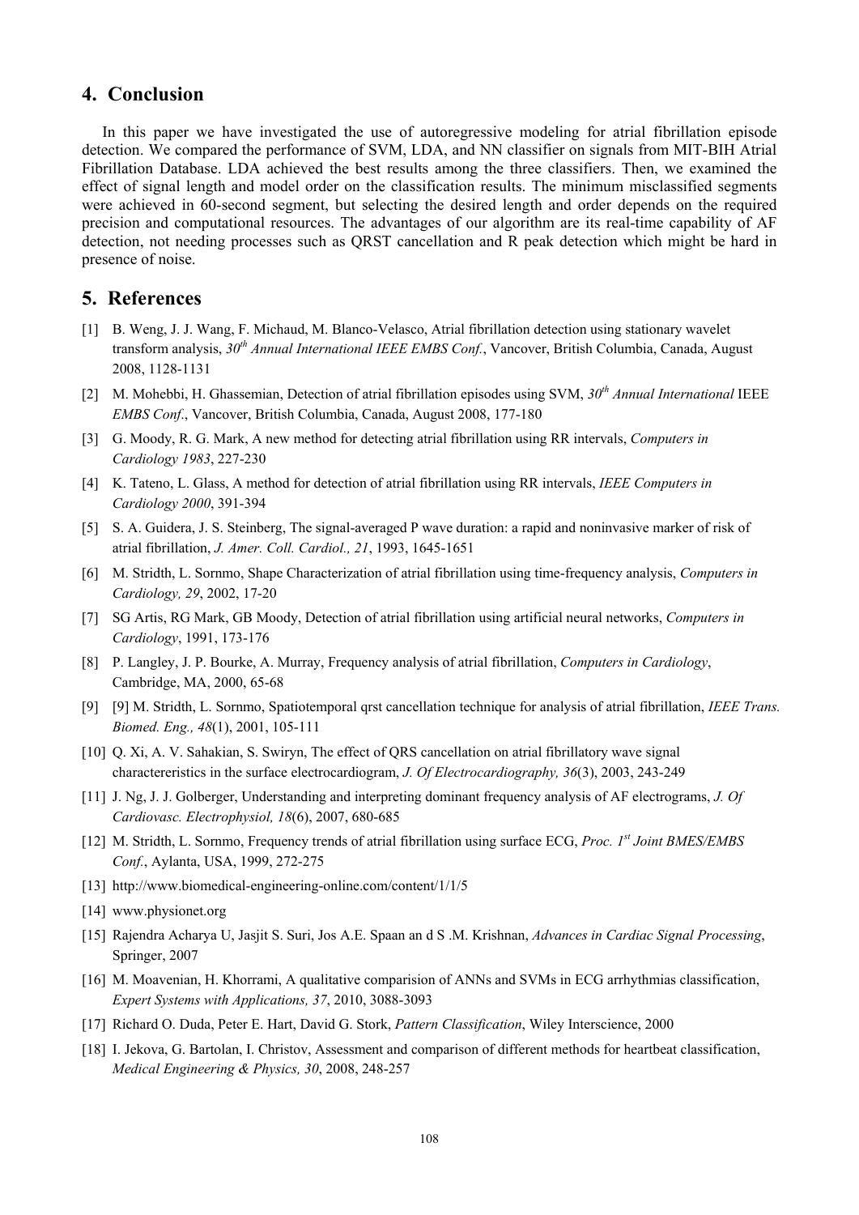## 4. Conclusion

In this paper we have investigated the use of autoregressive modeling for atrial fibrillation episode detection. We compared the performance of SVM, LDA, and NN classifier on signals from MIT-BIH Atrial Fibrillation Database. LDA achieved the best results among the three classifiers. Then, we examined the effect of signal length and model order on the classification results. The minimum misclassified segments were achieved in 60-second segment, but selecting the desired length and order depends on the required precision and computational resources. The advantages of our algorithm are its real-time capability of AF detection, not needing processes such as QRST cancellation and R peak detection which might be hard in presence of noise.

## 5. References

[1] B. Weng, J. J. Wang, F. Michaud, M. Blanco-Velasco, Atrial fibrillation detection using stationary wavelet transform analysis, *30th Annual International IEEE EMBS Conf.*, Vancover, British Columbia, Canada, August 2008, 1128-1131

[2] M. Mohebbi, H. Ghassemian, Detection of atrial fibrillation episodes using SVM, *30th Annual International* IEEE *EMBS Conf*., Vancover, British Columbia, Canada, August 2008, 177-180

[3] G. Moody, R. G. Mark, A new method for detecting atrial fibrillation using RR intervals, *Computers in Cardiology 1983*, 227-230

[4] K. Tateno, L. Glass, A method for detection of atrial fibrillation using RR intervals, *IEEE Computers in Cardiology 2000*, 391-394

[5] S. A. Guidera, J. S. Steinberg, The signal-averaged P wave duration: a rapid and noninvasive marker of risk of atrial fibrillation, *J. Amer. Coll. Cardiol., 21*, 1993, 1645-1651

[6] M. Stridth, L. Sornmo, Shape Characterization of atrial fibrillation using time-frequency analysis, *Computers in Cardiology, 29*, 2002, 17-20

[7] SG Artis, RG Mark, GB Moody, Detection of atrial fibrillation using artificial neural networks, *Computers in Cardiology*, 1991, 173-176

[8] P. Langley, J. P. Bourke, A. Murray, Frequency analysis of atrial fibrillation, *Computers in Cardiology*, Cambridge, MA, 2000, 65-68

[9] [9] M. Stridth, L. Sornmo, Spatiotemporal qrst cancellation technique for analysis of atrial fibrillation, *IEEE Trans. Biomed. Eng., 48*(1), 2001, 105-111

[10] Q. Xi, A. V. Sahakian, S. Swiryn, The effect of QRS cancellation on atrial fibrillatory wave signal charactereristics in the surface electrocardiogram, *J. Of Electrocardiography, 36*(3), 2003, 243-249

[11] J. Ng, J. J. Golberger, Understanding and interpreting dominant frequency analysis of AF electrograms, *J. Of Cardiovasc. Electrophysiol, 18*(6), 2007, 680-685

[12] M. Stridth, L. Sornmo, Frequency trends of atrial fibrillation using surface ECG, *Proc. 1st Joint BMES/EMBS Conf.*, Aylanta, USA, 1999, 272-275

[13] http://www.biomedical-engineering-online.com/content/1/1/5

[14] www.physionet.org

[15] Rajendra Acharya U, Jasjit S. Suri, Jos A.E. Spaan an d S .M. Krishnan, *Advances in Cardiac Signal Processing*, Springer, 2007

[16] M. Moavenian, H. Khorrami, A qualitative comparision of ANNs and SVMs in ECG arrhythmias classification, *Expert Systems with Applications, 37*, 2010, 3088-3093

[17] Richard O. Duda, Peter E. Hart, David G. Stork, *Pattern Classification*, Wiley Interscience, 2000

[18] I. Jekova, G. Bartolan, I. Christov, Assessment and comparison of different methods for heartbeat classification, *Medical Engineering & Physics, 30*, 2008, 248-257